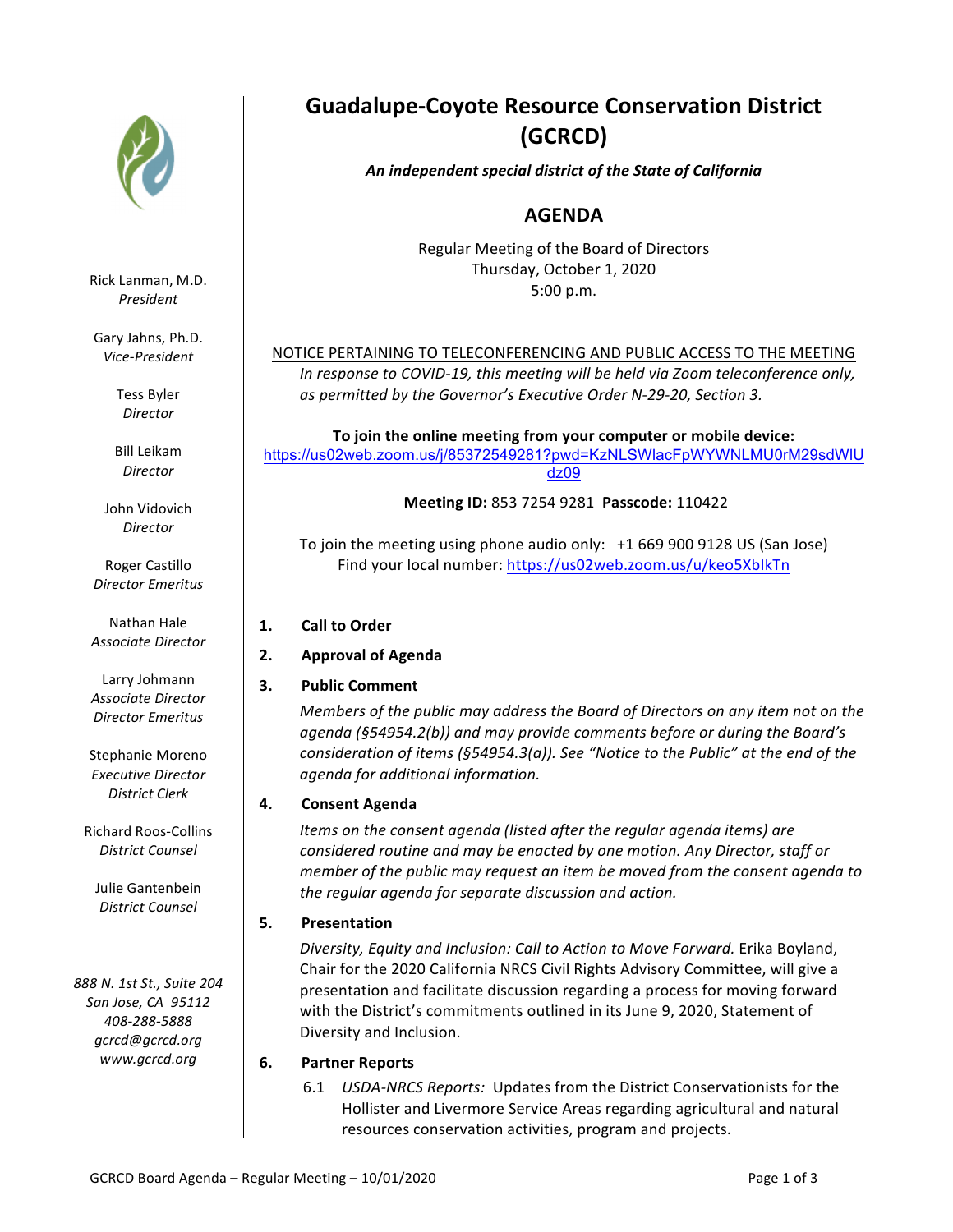# Guadalupe-Coyote Resource Conservation District (GCRCD)

***An independent special district of the State of California***

## AGENDA

Regular Meeting of the Board of Directors
Thursday, October 1, 2020
5:00 p.m.

Rick Lanman, M.D.
*President*

Gary Jahns, Ph.D.
*Vice-President*

Tess Byler
*Director*

Bill Leikam
*Director*

John Vidovich
*Director*

Roger Castillo
*Director Emeritus*

Nathan Hale
*Associate Director*

Larry Johmann
*Associate Director*
*Director Emeritus*

Stephanie Moreno
*Executive Director*
*District Clerk*

Richard Roos-Collins
*District Counsel*

Julie Gantenbein
*District Counsel*

*888 N. 1st St., Suite 204*
*San Jose, CA 95112*
*408-288-5888*
*gcrcd@gcrcd.org*
*www.gcrcd.org*

NOTICE PERTAINING TO TELECONFERENCING AND PUBLIC ACCESS TO THE MEETING

*In response to COVID-19, this meeting will be held via Zoom teleconference only, as permitted by the Governor's Executive Order N-29-20, Section 3.*

**To join the online meeting from your computer or mobile device:**
https://us02web.zoom.us/j/85372549281?pwd=KzNLSWlacFpWYWNLMU0rM29sdWlUdz09

**Meeting ID:** 853 7254 9281 **Passcode:** 110422

To join the meeting using phone audio only: +1 669 900 9128 US (San Jose)
Find your local number: https://us02web.zoom.us/u/keo5XbIkTn

1. **Call to Order**

2. **Approval of Agenda**

3. **Public Comment**

   *Members of the public may address the Board of Directors on any item not on the agenda (§54954.2(b)) and may provide comments before or during the Board's consideration of items (§54954.3(a)). See "Notice to the Public" at the end of the agenda for additional information.*

4. **Consent Agenda**

   *Items on the consent agenda (listed after the regular agenda items) are considered routine and may be enacted by one motion. Any Director, staff or member of the public may request an item be moved from the consent agenda to the regular agenda for separate discussion and action.*

5. **Presentation**

   *Diversity, Equity and Inclusion: Call to Action to Move Forward.* Erika Boyland, Chair for the 2020 California NRCS Civil Rights Advisory Committee, will give a presentation and facilitate discussion regarding a process for moving forward with the District's commitments outlined in its June 9, 2020, Statement of Diversity and Inclusion.

6. **Partner Reports**

   6.1 *USDA-NRCS Reports:* Updates from the District Conservationists for the Hollister and Livermore Service Areas regarding agricultural and natural resources conservation activities, program and projects.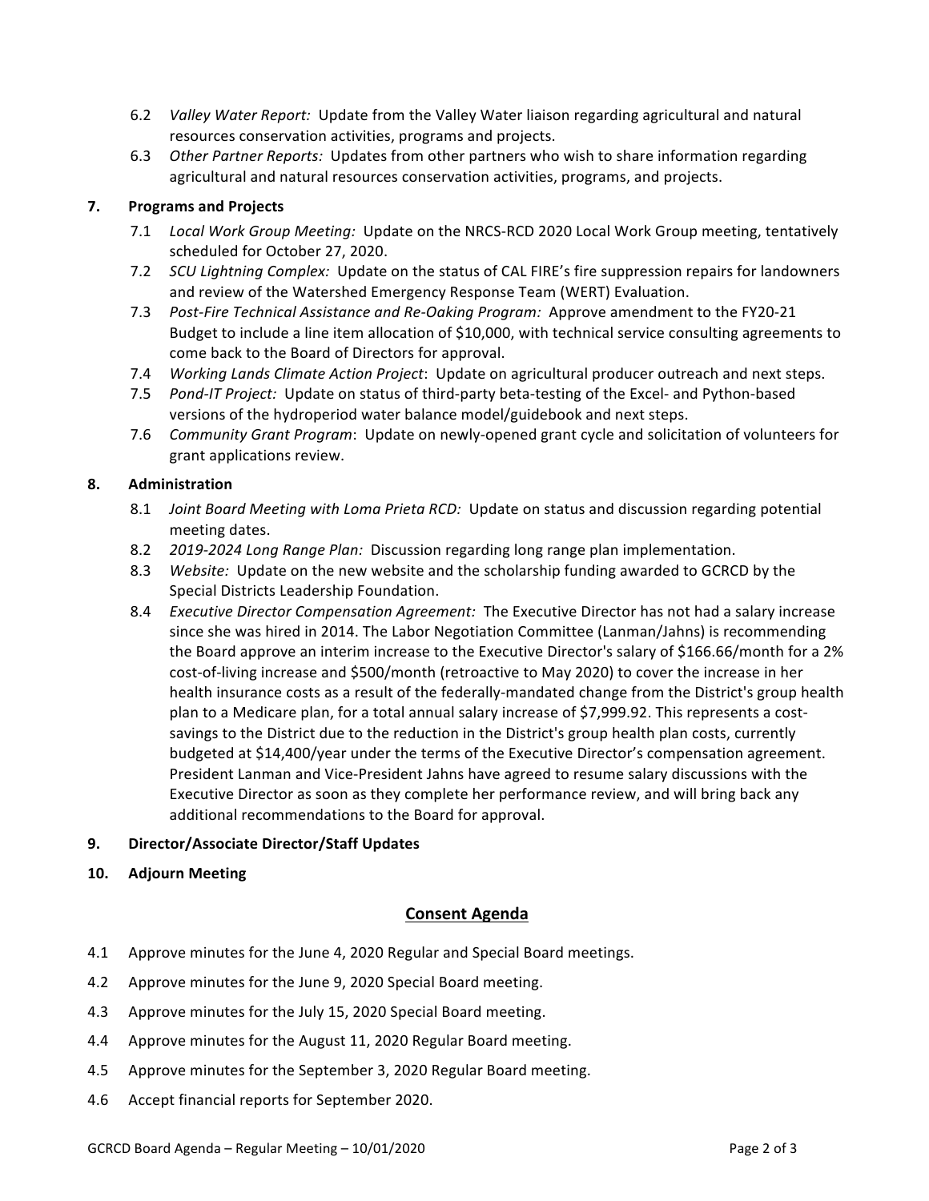6.2 *Valley Water Report:* Update from the Valley Water liaison regarding agricultural and natural resources conservation activities, programs and projects.

6.3 *Other Partner Reports:* Updates from other partners who wish to share information regarding agricultural and natural resources conservation activities, programs, and projects.

**7. Programs and Projects**

7.1 *Local Work Group Meeting:* Update on the NRCS-RCD 2020 Local Work Group meeting, tentatively scheduled for October 27, 2020.

7.2 *SCU Lightning Complex:* Update on the status of CAL FIRE's fire suppression repairs for landowners and review of the Watershed Emergency Response Team (WERT) Evaluation.

7.3 *Post-Fire Technical Assistance and Re-Oaking Program:* Approve amendment to the FY20-21 Budget to include a line item allocation of $10,000, with technical service consulting agreements to come back to the Board of Directors for approval.

7.4 *Working Lands Climate Action Project*: Update on agricultural producer outreach and next steps.

7.5 *Pond-IT Project:* Update on status of third-party beta-testing of the Excel- and Python-based versions of the hydroperiod water balance model/guidebook and next steps.

7.6 *Community Grant Program*: Update on newly-opened grant cycle and solicitation of volunteers for grant applications review.

**8. Administration**

8.1 *Joint Board Meeting with Loma Prieta RCD:* Update on status and discussion regarding potential meeting dates.

8.2 *2019-2024 Long Range Plan:* Discussion regarding long range plan implementation.

8.3 *Website:* Update on the new website and the scholarship funding awarded to GCRCD by the Special Districts Leadership Foundation.

8.4 *Executive Director Compensation Agreement:* The Executive Director has not had a salary increase since she was hired in 2014. The Labor Negotiation Committee (Lanman/Jahns) is recommending the Board approve an interim increase to the Executive Director's salary of $166.66/month for a 2% cost-of-living increase and $500/month (retroactive to May 2020) to cover the increase in her health insurance costs as a result of the federally-mandated change from the District's group health plan to a Medicare plan, for a total annual salary increase of $7,999.92. This represents a cost-savings to the District due to the reduction in the District's group health plan costs, currently budgeted at $14,400/year under the terms of the Executive Director's compensation agreement. President Lanman and Vice-President Jahns have agreed to resume salary discussions with the Executive Director as soon as they complete her performance review, and will bring back any additional recommendations to the Board for approval.

**9. Director/Associate Director/Staff Updates**

**10. Adjourn Meeting**

## Consent Agenda

4.1 Approve minutes for the June 4, 2020 Regular and Special Board meetings.

4.2 Approve minutes for the June 9, 2020 Special Board meeting.

4.3 Approve minutes for the July 15, 2020 Special Board meeting.

4.4 Approve minutes for the August 11, 2020 Regular Board meeting.

4.5 Approve minutes for the September 3, 2020 Regular Board meeting.

4.6 Accept financial reports for September 2020.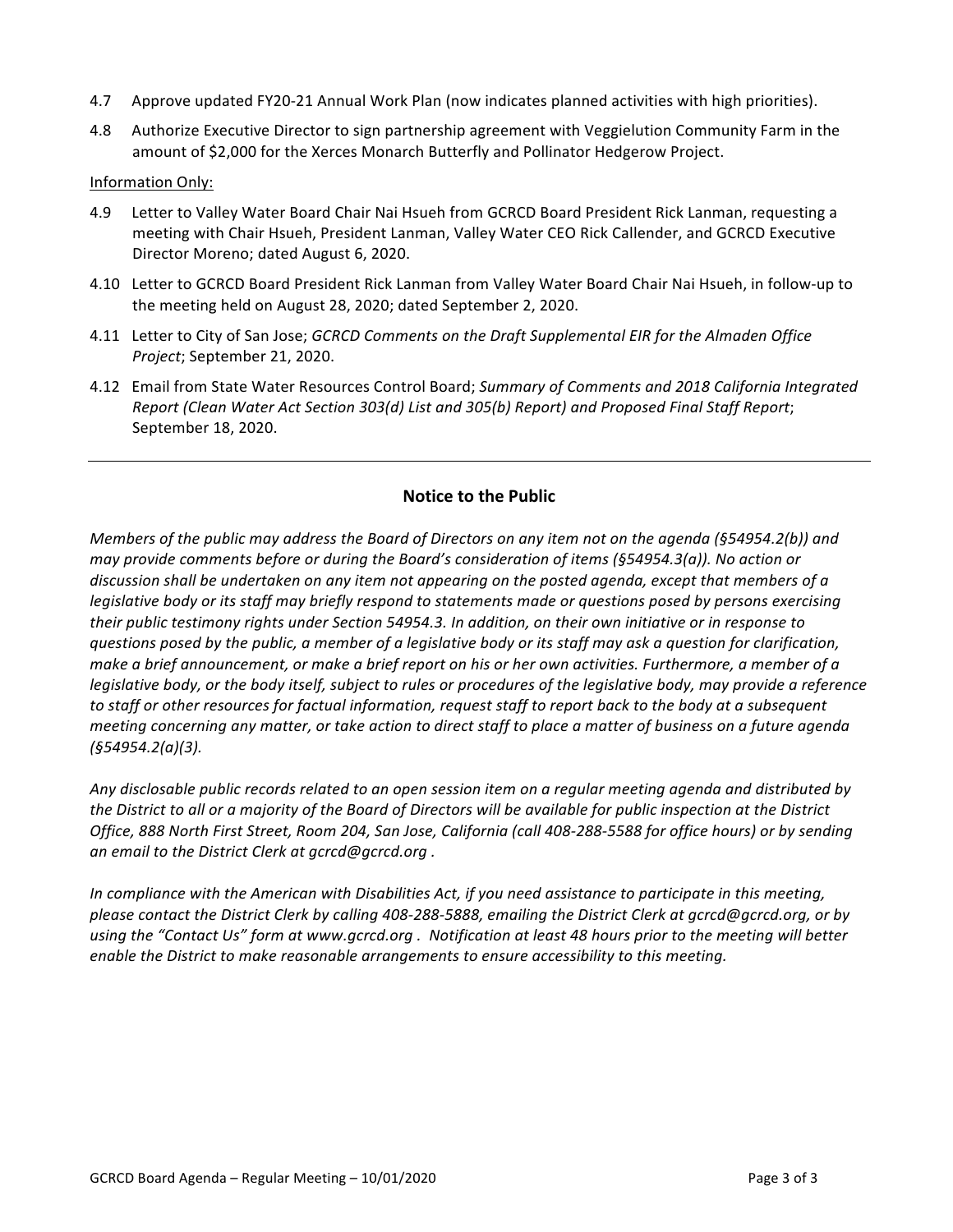4.7 Approve updated FY20-21 Annual Work Plan (now indicates planned activities with high priorities).

4.8 Authorize Executive Director to sign partnership agreement with Veggielution Community Farm in the amount of $2,000 for the Xerces Monarch Butterfly and Pollinator Hedgerow Project.

<u>Information Only:</u>

4.9 Letter to Valley Water Board Chair Nai Hsueh from GCRCD Board President Rick Lanman, requesting a meeting with Chair Hsueh, President Lanman, Valley Water CEO Rick Callender, and GCRCD Executive Director Moreno; dated August 6, 2020.

4.10 Letter to GCRCD Board President Rick Lanman from Valley Water Board Chair Nai Hsueh, in follow-up to the meeting held on August 28, 2020; dated September 2, 2020.

4.11 Letter to City of San Jose; *GCRCD Comments on the Draft Supplemental EIR for the Almaden Office Project*; September 21, 2020.

4.12 Email from State Water Resources Control Board; *Summary of Comments and 2018 California Integrated Report (Clean Water Act Section 303(d) List and 305(b) Report) and Proposed Final Staff Report*; September 18, 2020.

---

## Notice to the Public

*Members of the public may address the Board of Directors on any item not on the agenda (§54954.2(b)) and may provide comments before or during the Board's consideration of items (§54954.3(a)). No action or discussion shall be undertaken on any item not appearing on the posted agenda, except that members of a legislative body or its staff may briefly respond to statements made or questions posed by persons exercising their public testimony rights under Section 54954.3. In addition, on their own initiative or in response to questions posed by the public, a member of a legislative body or its staff may ask a question for clarification, make a brief announcement, or make a brief report on his or her own activities. Furthermore, a member of a legislative body, or the body itself, subject to rules or procedures of the legislative body, may provide a reference to staff or other resources for factual information, request staff to report back to the body at a subsequent meeting concerning any matter, or take action to direct staff to place a matter of business on a future agenda (§54954.2(a)(3).*

*Any disclosable public records related to an open session item on a regular meeting agenda and distributed by the District to all or a majority of the Board of Directors will be available for public inspection at the District Office, 888 North First Street, Room 204, San Jose, California (call 408-288-5588 for office hours) or by sending an email to the District Clerk at gcrcd@gcrcd.org .*

*In compliance with the American with Disabilities Act, if you need assistance to participate in this meeting, please contact the District Clerk by calling 408-288-5888, emailing the District Clerk at gcrcd@gcrcd.org, or by using the "Contact Us" form at www.gcrcd.org . Notification at least 48 hours prior to the meeting will better enable the District to make reasonable arrangements to ensure accessibility to this meeting.*